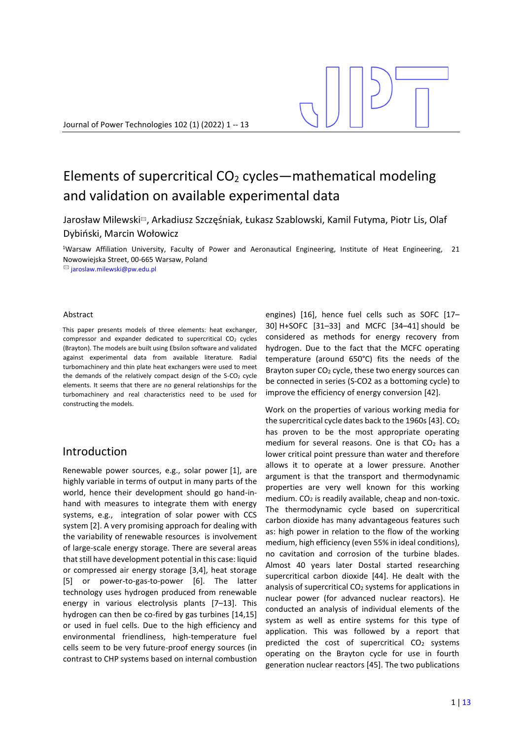# Elements of supercritical $CO_2$ cycles—mathematical modeling and validation on available experimental data

Jarosław Milewski, Arkadiusz Szczęśniak, Łukasz Szablowski, Kamil Futyma, Piotr Lis, Olaf Dybiński, Marcin Wołowicz

[1]Warsaw Affiliation University, Faculty of Power and Aeronautical Engineering, Institute of Heat Engineering, 21 Nowowiejska Street, 00-665 Warsaw, Poland

jaroslaw.milewski@pw.edu.pl

## Abstract

This paper presents models of three elements: heat exchanger, compressor and expander dedicated to supercritical $CO_2$ cycles (Brayton). The models are built using Ebsilon software and validated against experimental data from available literature. Radial turbomachinery and thin plate heat exchangers were used to meet the demands of the relatively compact design of the S-$CO_2$ cycle elements. It seems that there are no general relationships for the turbomachinery and real characteristics need to be used for constructing the models.

## Introduction

Renewable power sources, e.g., solar power [1], are highly variable in terms of output in many parts of the world, hence their development should go hand-in-hand with measures to integrate them with energy systems, e.g., integration of solar power with CCS system [2]. A very promising approach for dealing with the variability of renewable resources is involvement of large-scale energy storage. There are several areas that still have development potential in this case: liquid or compressed air energy storage [3,4], heat storage [5] or power-to-gas-to-power [6]. The latter technology uses hydrogen produced from renewable energy in various electrolysis plants [7–13]. This hydrogen can then be co-fired by gas turbines [14,15] or used in fuel cells. Due to the high efficiency and environmental friendliness, high-temperature fuel cells seem to be very future-proof energy sources (in contrast to CHP systems based on internal combustion engines) [16], hence fuel cells such as SOFC [17–30] H+SOFC [31–33] and MCFC [34–41] should be considered as methods for energy recovery from hydrogen. Due to the fact that the MCFC operating temperature (around 650°C) fits the needs of the Brayton super $CO_2$ cycle, these two energy sources can be connected in series (S-CO2 as a bottoming cycle) to improve the efficiency of energy conversion [42].

Work on the properties of various working media for the supercritical cycle dates back to the 1960s [43]. $CO_2$ has proven to be the most appropriate operating medium for several reasons. One is that $CO_2$ has a lower critical point pressure than water and therefore allows it to operate at a lower pressure. Another argument is that the transport and thermodynamic properties are very well known for this working medium. $CO_2$ is readily available, cheap and non-toxic. The thermodynamic cycle based on supercritical carbon dioxide has many advantageous features such as: high power in relation to the flow of the working medium, high efficiency (even 55% in ideal conditions), no cavitation and corrosion of the turbine blades. Almost 40 years later Dostal started researching supercritical carbon dioxide [44]. He dealt with the analysis of supercritical $CO_2$ systems for applications in nuclear power (for advanced nuclear reactors). He conducted an analysis of individual elements of the system as well as entire systems for this type of application. This was followed by a report that predicted the cost of supercritical $CO_2$ systems operating on the Brayton cycle for use in fourth generation nuclear reactors [45]. The two publications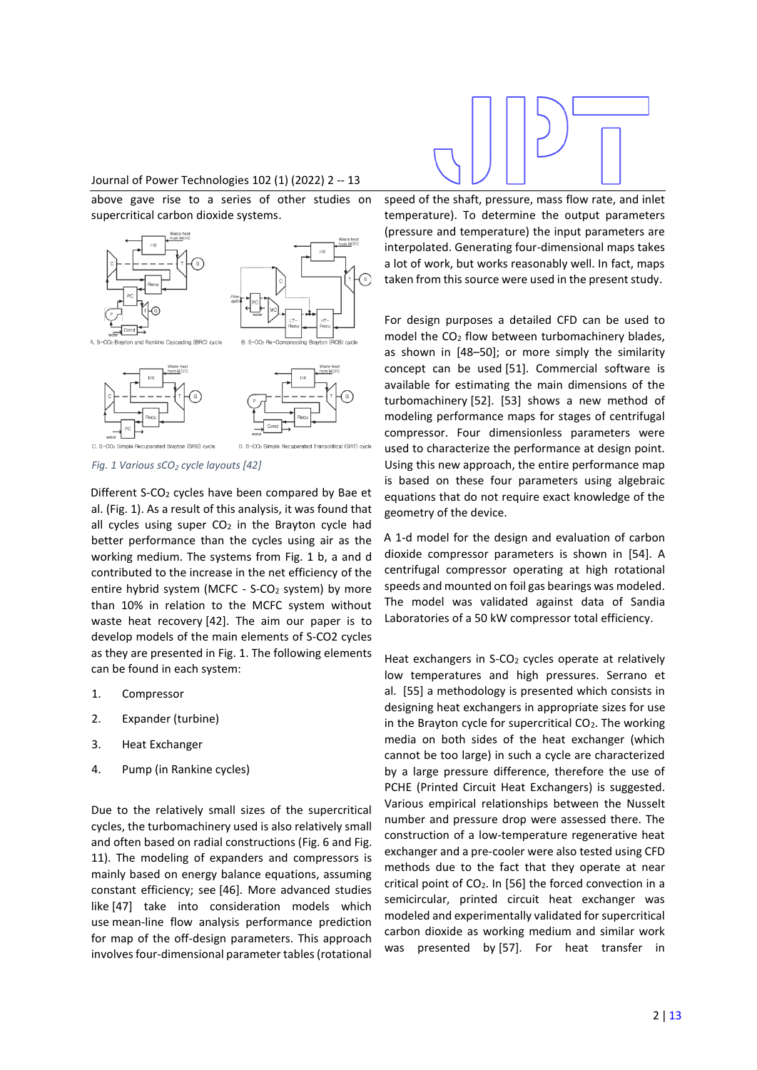above gave rise to a series of other studies on supercritical carbon dioxide systems.

Fig. 1 Various $sCO_2$ cycle layouts [42]

Different $S\text{-}CO_2$ cycles have been compared by Bae et al. (Fig. 1). As a result of this analysis, it was found that all cycles using super $CO_2$ in the Brayton cycle had better performance than the cycles using air as the working medium. The systems from Fig. 1 b, a and d contributed to the increase in the net efficiency of the entire hybrid system (MCFC - $S\text{-}CO_2$ system) by more than 10% in relation to the MCFC system without waste heat recovery [42]. The aim our paper is to develop models of the main elements of S-CO2 cycles as they are presented in Fig. 1. The following elements can be found in each system:

1. Compressor
2. Expander (turbine)
3. Heat Exchanger
4. Pump (in Rankine cycles)

Due to the relatively small sizes of the supercritical cycles, the turbomachinery used is also relatively small and often based on radial constructions (Fig. 6 and Fig. 11). The modeling of expanders and compressors is mainly based on energy balance equations, assuming constant efficiency; see [46]. More advanced studies like [47] take into consideration models which use mean-line flow analysis performance prediction for map of the off-design parameters. This approach involves four-dimensional parameter tables (rotational speed of the shaft, pressure, mass flow rate, and inlet temperature). To determine the output parameters (pressure and temperature) the input parameters are interpolated. Generating four-dimensional maps takes a lot of work, but works reasonably well. In fact, maps taken from this source were used in the present study.

For design purposes a detailed CFD can be used to model the $CO_2$ flow between turbomachinery blades, as shown in [48–50]; or more simply the similarity concept can be used [51]. Commercial software is available for estimating the main dimensions of the turbomachinery [52]. [53] shows a new method of modeling performance maps for stages of centrifugal compressor. Four dimensionless parameters were used to characterize the performance at design point. Using this new approach, the entire performance map is based on these four parameters using algebraic equations that do not require exact knowledge of the geometry of the device.

A 1-d model for the design and evaluation of carbon dioxide compressor parameters is shown in [54]. A centrifugal compressor operating at high rotational speeds and mounted on foil gas bearings was modeled. The model was validated against data of Sandia Laboratories of a 50 kW compressor total efficiency.

Heat exchangers in $S\text{-}CO_2$ cycles operate at relatively low temperatures and high pressures. Serrano et al. [55] a methodology is presented which consists in designing heat exchangers in appropriate sizes for use in the Brayton cycle for supercritical $CO_2$. The working media on both sides of the heat exchanger (which cannot be too large) in such a cycle are characterized by a large pressure difference, therefore the use of PCHE (Printed Circuit Heat Exchangers) is suggested. Various empirical relationships between the Nusselt number and pressure drop were assessed there. The construction of a low-temperature regenerative heat exchanger and a pre-cooler were also tested using CFD methods due to the fact that they operate at near critical point of $CO_2$. In [56] the forced convection in a semicircular, printed circuit heat exchanger was modeled and experimentally validated for supercritical carbon dioxide as working medium and similar work was presented by [57]. For heat transfer in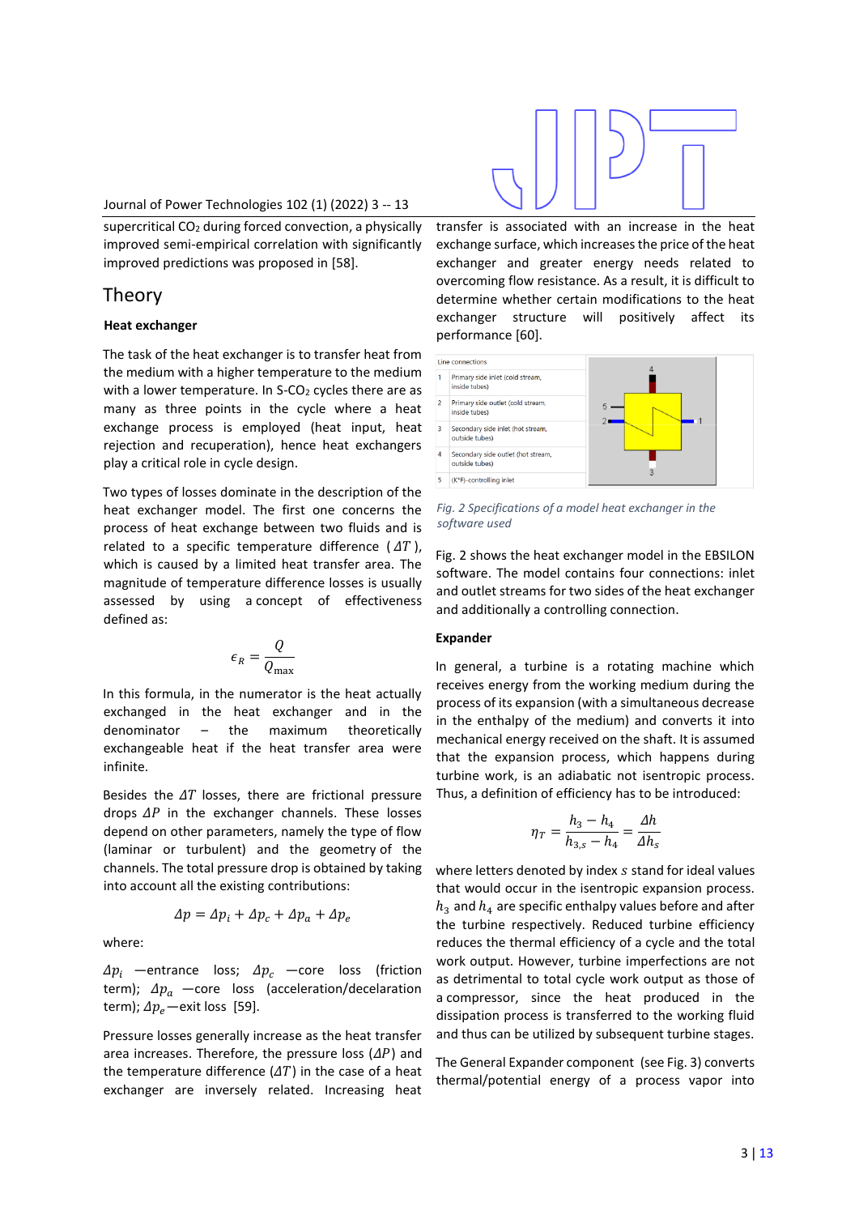supercritical $CO_2$ during forced convection, a physically improved semi-empirical correlation with significantly improved predictions was proposed in [58].

# Theory

**Heat exchanger**

The task of the heat exchanger is to transfer heat from the medium with a higher temperature to the medium with a lower temperature. In S-$CO_2$ cycles there are as many as three points in the cycle where a heat exchange process is employed (heat input, heat rejection and recuperation), hence heat exchangers play a critical role in cycle design.

Two types of losses dominate in the description of the heat exchanger model. The first one concerns the process of heat exchange between two fluids and is related to a specific temperature difference ($\Delta T$), which is caused by a limited heat transfer area. The magnitude of temperature difference losses is usually assessed by using a concept of effectiveness defined as:

$$\epsilon_R = \frac{Q}{Q_{\max}}$$

In this formula, in the numerator is the heat actually exchanged in the heat exchanger and in the denominator – the maximum theoretically exchangeable heat if the heat transfer area were infinite.

Besides the $\Delta T$ losses, there are frictional pressure drops $\Delta P$ in the exchanger channels. These losses depend on other parameters, namely the type of flow (laminar or turbulent) and the geometry of the channels. The total pressure drop is obtained by taking into account all the existing contributions:

$$\Delta p = \Delta p_i + \Delta p_c + \Delta p_a + \Delta p_e$$

where:

$\Delta p_i$ —entrance loss; $\Delta p_c$ —core loss (friction term); $\Delta p_a$ —core loss (acceleration/decelaration term); $\Delta p_e$—exit loss [59].

Pressure losses generally increase as the heat transfer area increases. Therefore, the pressure loss ($\Delta P$) and the temperature difference ($\Delta T$) in the case of a heat exchanger are inversely related. Increasing heat transfer is associated with an increase in the heat exchange surface, which increases the price of the heat exchanger and greater energy needs related to overcoming flow resistance. As a result, it is difficult to determine whether certain modifications to the heat exchanger structure will positively affect its performance [60].

| Line connections | |
|---|---|
| 1 | Primary side inlet (cold stream, inside tubes) |
| 2 | Primary side outlet (cold stream, inside tubes) |
| 3 | Secondary side inlet (hot stream, outside tubes) |
| 4 | Secondary side outlet (hot stream, outside tubes) |
| 5 | (K*F)-controlling inlet |

*Fig. 2 Specifications of a model heat exchanger in the software used*

Fig. 2 shows the heat exchanger model in the EBSILON software. The model contains four connections: inlet and outlet streams for two sides of the heat exchanger and additionally a controlling connection.

**Expander**

In general, a turbine is a rotating machine which receives energy from the working medium during the process of its expansion (with a simultaneous decrease in the enthalpy of the medium) and converts it into mechanical energy received on the shaft. It is assumed that the expansion process, which happens during turbine work, is an adiabatic not isentropic process. Thus, a definition of efficiency has to be introduced:

$$\eta_T = \frac{h_3 - h_4}{h_{3,s} - h_4} = \frac{\Delta h}{\Delta h_s}$$

where letters denoted by index $s$ stand for ideal values that would occur in the isentropic expansion process. $h_3$ and $h_4$ are specific enthalpy values before and after the turbine respectively. Reduced turbine efficiency reduces the thermal efficiency of a cycle and the total work output. However, turbine imperfections are not as detrimental to total cycle work output as those of a compressor, since the heat produced in the dissipation process is transferred to the working fluid and thus can be utilized by subsequent turbine stages.

The General Expander component (see Fig. 3) converts thermal/potential energy of a process vapor into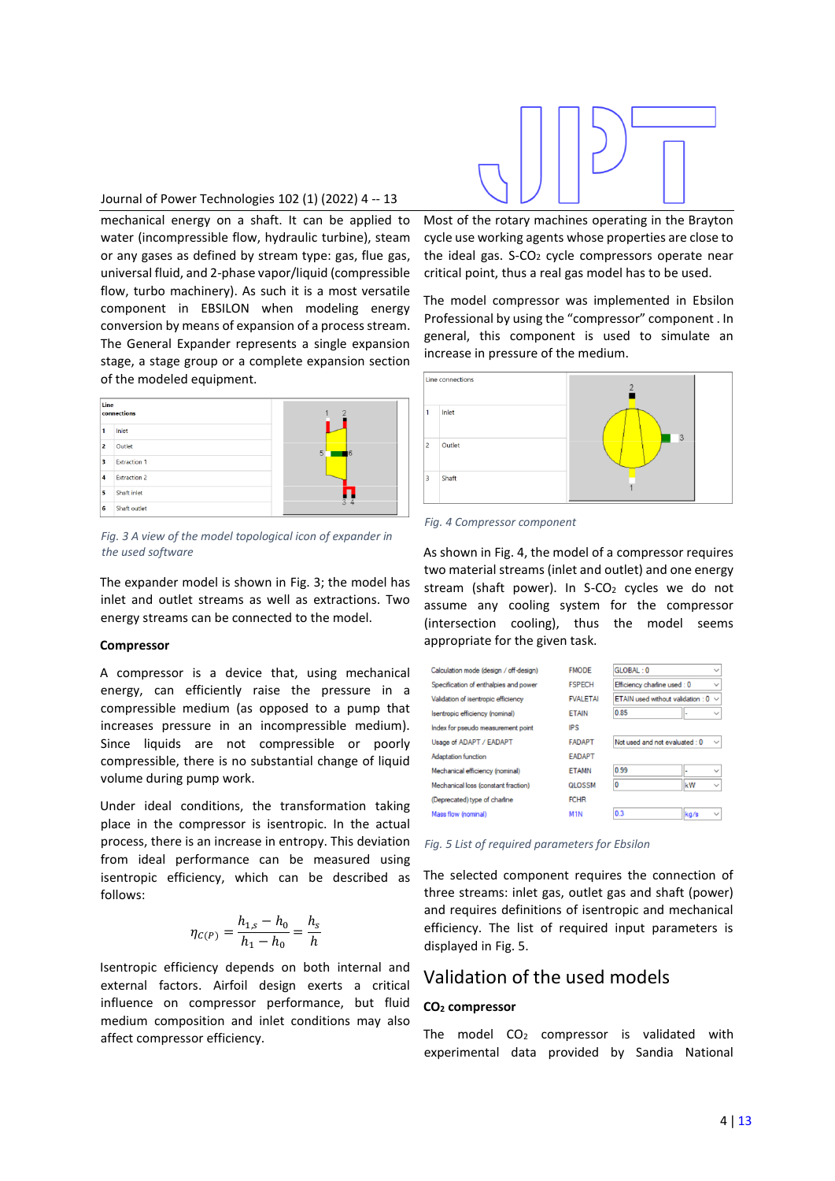mechanical energy on a shaft. It can be applied to water (incompressible flow, hydraulic turbine), steam or any gases as defined by stream type: gas, flue gas, universal fluid, and 2-phase vapor/liquid (compressible flow, turbo machinery). As such it is a most versatile component in EBSILON when modeling energy conversion by means of expansion of a process stream. The General Expander represents a single expansion stage, a stage group or a complete expansion section of the modeled equipment.

| Line connections | |
|---|---|
| 1 | Inlet |
| 2 | Outlet |
| 3 | Extraction 1 |
| 4 | Extraction 2 |
| 5 | Shaft inlet |
| 6 | Shaft outlet |

*Fig. 3 A view of the model topological icon of expander in the used software*

The expander model is shown in Fig. 3; the model has inlet and outlet streams as well as extractions. Two energy streams can be connected to the model.

**Compressor**

A compressor is a device that, using mechanical energy, can efficiently raise the pressure in a compressible medium (as opposed to a pump that increases pressure in an incompressible medium). Since liquids are not compressible or poorly compressible, there is no substantial change of liquid volume during pump work.

Under ideal conditions, the transformation taking place in the compressor is isentropic. In the actual process, there is an increase in entropy. This deviation from ideal performance can be measured using isentropic efficiency, which can be described as follows:

$$\eta_{C(P)} = \frac{h_{1,s} - h_0}{h_1 - h_0} = \frac{h_s}{h}$$

Isentropic efficiency depends on both internal and external factors. Airfoil design exerts a critical influence on compressor performance, but fluid medium composition and inlet conditions may also affect compressor efficiency.

Most of the rotary machines operating in the Brayton cycle use working agents whose properties are close to the ideal gas. S-$CO_2$ cycle compressors operate near critical point, thus a real gas model has to be used.

The model compressor was implemented in Ebsilon Professional by using the "compressor" component . In general, this component is used to simulate an increase in pressure of the medium.

| Line connections | |
|---|---|
| 1 | Inlet |
| 2 | Outlet |
| 3 | Shaft |

*Fig. 4 Compressor component*

As shown in Fig. 4, the model of a compressor requires two material streams (inlet and outlet) and one energy stream (shaft power). In S-$CO_2$ cycles we do not assume any cooling system for the compressor (intersection cooling), thus the model seems appropriate for the given task.

| Parameter | Name | Value | Unit |
|---|---|---|---|
| Calculation mode (design / off-design) | FMODE | GLOBAL : 0 | |
| Specification of enthalpies and power | FSPECH | Efficiency charline used : 0 | |
| Validation of isentropic efficiency | FVALETAI | ETAIN used without validation : 0 | |
| Isentropic efficiency (nominal) | ETAIN | 0.85 | - |
| Index for pseudo measurement point | IPS | | |
| Usage of ADAPT / EADAPT | FADAPT | Not used and not evaluated : 0 | |
| Adaptation function | EADAPT | | |
| Mechanical efficiency (nominal) | ETAMN | 0.99 | - |
| Mechanical loss (constant fraction) | QLOSSM | 0 | kW |
| (Deprecated) type of charline | FCHR | | |
| Mass flow (nominal) | M1N | 0.3 | kg/s |

*Fig. 5 List of required parameters for Ebsilon*

The selected component requires the connection of three streams: inlet gas, outlet gas and shaft (power) and requires definitions of isentropic and mechanical efficiency. The list of required input parameters is displayed in Fig. 5.

## Validation of the used models

**$CO_2$ compressor**

The model $CO_2$ compressor is validated with experimental data provided by Sandia National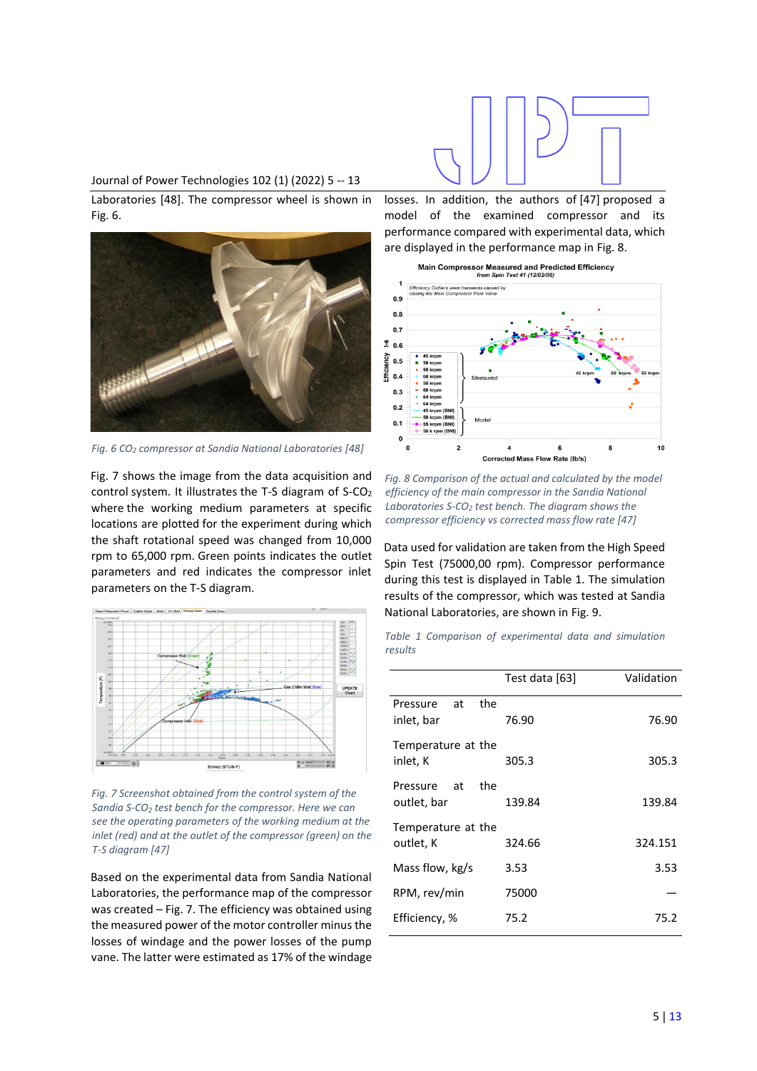Laboratories [48]. The compressor wheel is shown in Fig. 6.

*Fig. 6 $CO_2$ compressor at Sandia National Laboratories [48]*

Fig. 7 shows the image from the data acquisition and control system. It illustrates the T-S diagram of S-$CO_2$ where the working medium parameters at specific locations are plotted for the experiment during which the shaft rotational speed was changed from 10,000 rpm to 65,000 rpm. Green points indicates the outlet parameters and red indicates the compressor inlet parameters on the T-S diagram.

*Fig. 7 Screenshot obtained from the control system of the Sandia S-$CO_2$ test bench for the compressor. Here we can see the operating parameters of the working medium at the inlet (red) and at the outlet of the compressor (green) on the T-S diagram [47]*

Based on the experimental data from Sandia National Laboratories, the performance map of the compressor was created – Fig. 7. The efficiency was obtained using the measured power of the motor controller minus the losses of windage and the power losses of the pump vane. The latter were estimated as 17% of the windage losses. In addition, the authors of [47] proposed a model of the examined compressor and its performance compared with experimental data, which are displayed in the performance map in Fig. 8.

*Fig. 8 Comparison of the actual and calculated by the model efficiency of the main compressor in the Sandia National Laboratories S-$CO_2$ test bench. The diagram shows the compressor efficiency vs corrected mass flow rate [47]*

Data used for validation are taken from the High Speed Spin Test (75000,00 rpm). Compressor performance during this test is displayed in Table 1. The simulation results of the compressor, which was tested at Sandia National Laboratories, are shown in Fig. 9.

*Table 1 Comparison of experimental data and simulation results*

| | Test data [63] | Validation |
|---|---|---|
| Pressure at the inlet, bar | 76.90 | 76.90 |
| Temperature at the inlet, K | 305.3 | 305.3 |
| Pressure at the outlet, bar | 139.84 | 139.84 |
| Temperature at the outlet, K | 324.66 | 324.151 |
| Mass flow, kg/s | 3.53 | 3.53 |
| RPM, rev/min | 75000 | — |
| Efficiency, % | 75.2 | 75.2 |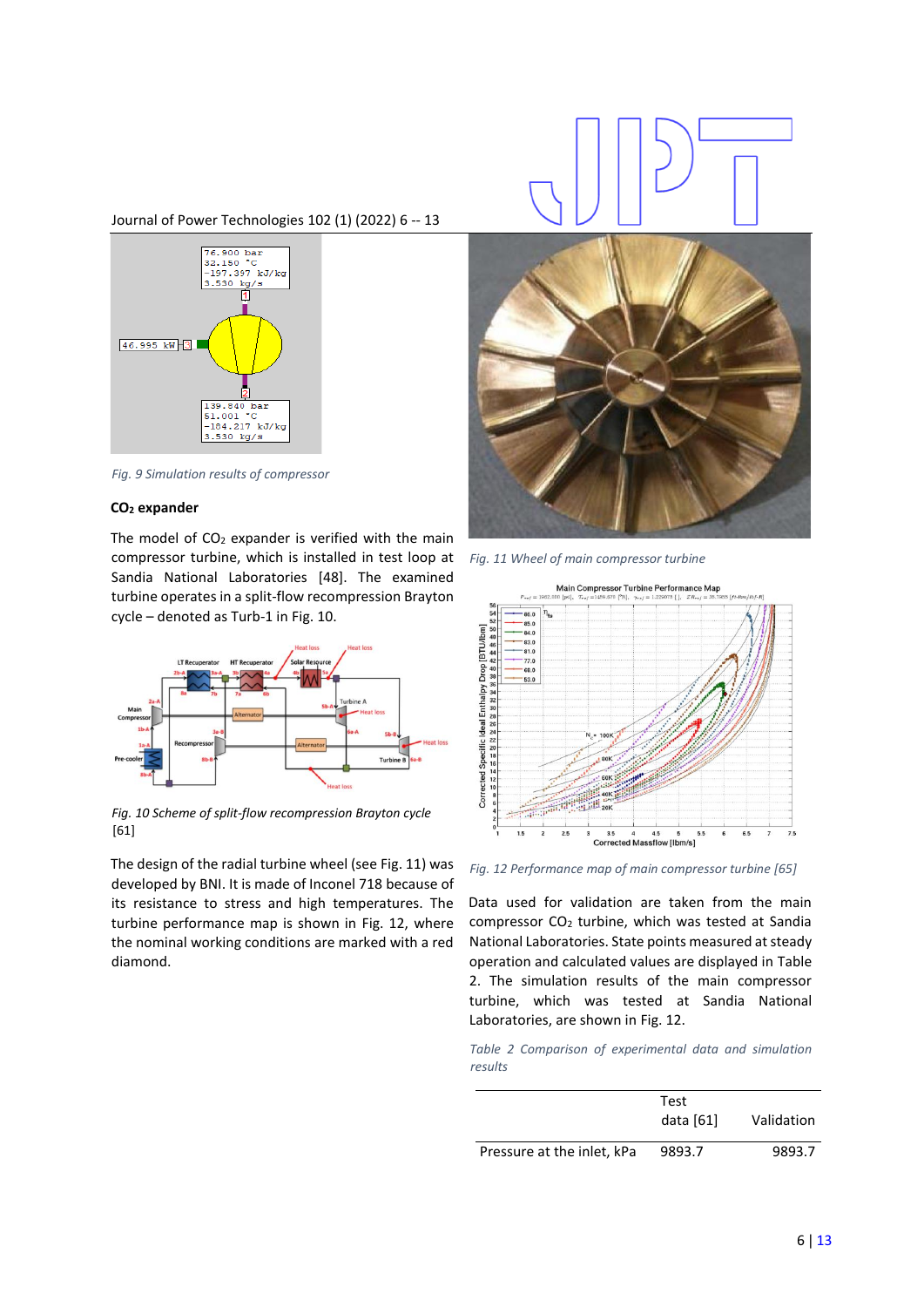Fig. 9 Simulation results of compressor

### $CO_2$ expander

The model of $CO_2$ expander is verified with the main compressor turbine, which is installed in test loop at Sandia National Laboratories [48]. The examined turbine operates in a split-flow recompression Brayton cycle – denoted as Turb-1 in Fig. 10.

Fig. 10 Scheme of split-flow recompression Brayton cycle [61]

The design of the radial turbine wheel (see Fig. 11) was developed by BNI. It is made of Inconel 718 because of its resistance to stress and high temperatures. The turbine performance map is shown in Fig. 12, where the nominal working conditions are marked with a red diamond.

Fig. 11 Wheel of main compressor turbine

Fig. 12 Performance map of main compressor turbine [65]

Data used for validation are taken from the main compressor $CO_2$ turbine, which was tested at Sandia National Laboratories. State points measured at steady operation and calculated values are displayed in Table 2. The simulation results of the main compressor turbine, which was tested at Sandia National Laboratories, are shown in Fig. 12.

Table 2 Comparison of experimental data and simulation results

| | Test data [61] | Validation |
|---|---|---|
| Pressure at the inlet, kPa | 9893.7 | 9893.7 |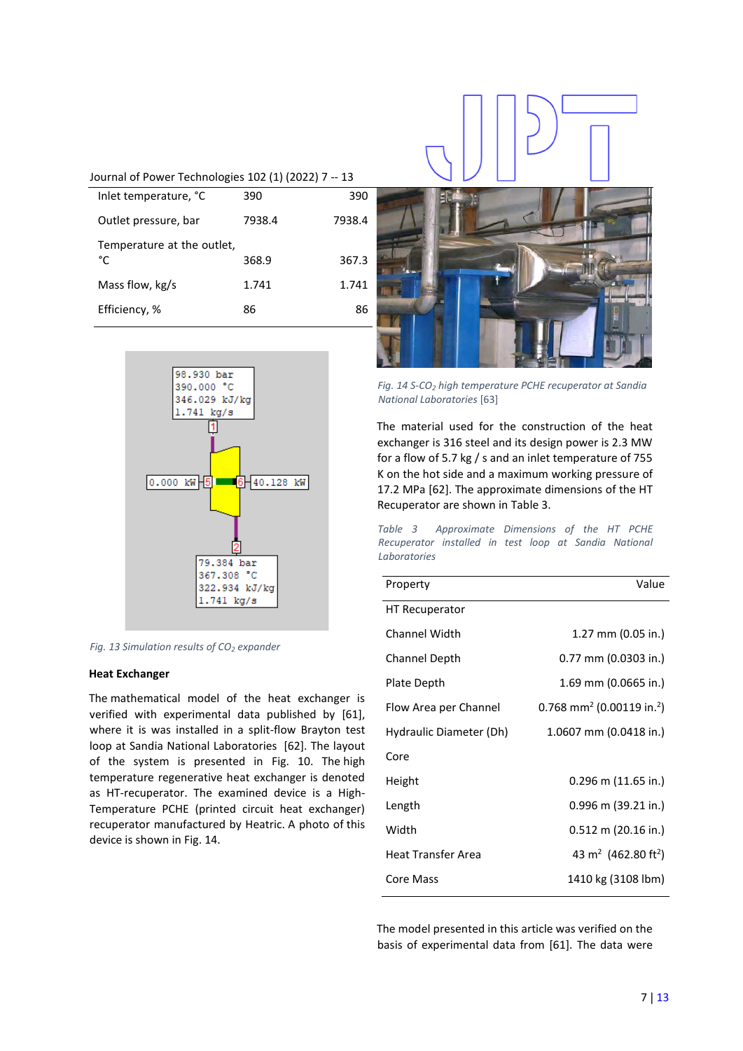| Inlet temperature, °C | 390 | 390 |
|---|---|---|
| Outlet pressure, bar | 7938.4 | 7938.4 |
| Temperature at the outlet, °C | 368.9 | 367.3 |
| Mass flow, kg/s | 1.741 | 1.741 |
| Efficiency, % | 86 | 86 |

Fig. 13 Simulation results of $CO_2$ expander

### Heat Exchanger

The mathematical model of the heat exchanger is verified with experimental data published by [61], where it is was installed in a split-flow Brayton test loop at Sandia National Laboratories [62]. The layout of the system is presented in Fig. 10. The high temperature regenerative heat exchanger is denoted as HT-recuperator. The examined device is a High-Temperature PCHE (printed circuit heat exchanger) recuperator manufactured by Heatric. A photo of this device is shown in Fig. 14.

Fig. 14 S-$CO_2$ high temperature PCHE recuperator at Sandia National Laboratories [63]

The material used for the construction of the heat exchanger is 316 steel and its design power is 2.3 MW for a flow of 5.7 kg / s and an inlet temperature of 755 K on the hot side and a maximum working pressure of 17.2 MPa [62]. The approximate dimensions of the HT Recuperator are shown in Table 3.

*Table 3 Approximate Dimensions of the HT PCHE Recuperator installed in test loop at Sandia National Laboratories*

| Property | Value |
|---|---|
| HT Recuperator | |
| Channel Width | 1.27 mm (0.05 in.) |
| Channel Depth | 0.77 mm (0.0303 in.) |
| Plate Depth | 1.69 mm (0.0665 in.) |
| Flow Area per Channel | 0.768 mm$^2$ (0.00119 in.$^2$) |
| Hydraulic Diameter (Dh) | 1.0607 mm (0.0418 in.) |
| Core | |
| Height | 0.296 m (11.65 in.) |
| Length | 0.996 m (39.21 in.) |
| Width | 0.512 m (20.16 in.) |
| Heat Transfer Area | 43 m$^2$ (462.80 ft$^2$) |
| Core Mass | 1410 kg (3108 lbm) |

The model presented in this article was verified on the basis of experimental data from [61]. The data were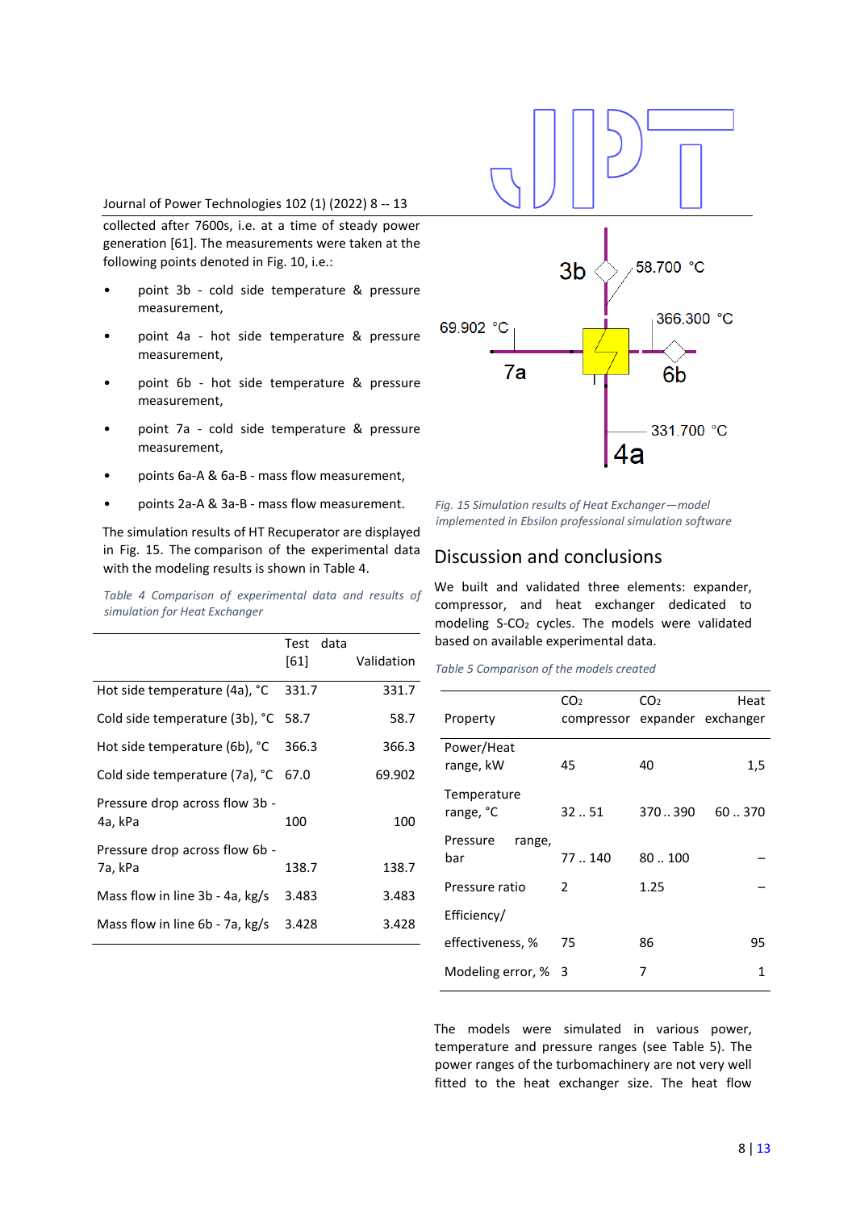collected after 7600s, i.e. at a time of steady power generation [61]. The measurements were taken at the following points denoted in Fig. 10, i.e.:

- point 3b - cold side temperature & pressure measurement,
- point 4a - hot side temperature & pressure measurement,
- point 6b - hot side temperature & pressure measurement,
- point 7a - cold side temperature & pressure measurement,
- points 6a-A & 6a-B - mass flow measurement,
- points 2a-A & 3a-B - mass flow measurement.

The simulation results of HT Recuperator are displayed in Fig. 15. The comparison of the experimental data with the modeling results is shown in Table 4.

*Table 4 Comparison of experimental data and results of simulation for Heat Exchanger*

| | Test data [61] | Validation |
|---|---|---|
| Hot side temperature (4a), °C | 331.7 | 331.7 |
| Cold side temperature (3b), °C | 58.7 | 58.7 |
| Hot side temperature (6b), °C | 366.3 | 366.3 |
| Cold side temperature (7a), °C | 67.0 | 69.902 |
| Pressure drop across flow 3b - 4a, kPa | 100 | 100 |
| Pressure drop across flow 6b - 7a, kPa | 138.7 | 138.7 |
| Mass flow in line 3b - 4a, kg/s | 3.483 | 3.483 |
| Mass flow in line 6b - 7a, kg/s | 3.428 | 3.428 |

3b 58.700 °C 69.902 °C 366.300 °C 7a 6b 331.700 °C 4a

*Fig. 15 Simulation results of Heat Exchanger—model implemented in Ebsilon professional simulation software*

## Discussion and conclusions

We built and validated three elements: expander, compressor, and heat exchanger dedicated to modeling S-$CO_2$ cycles. The models were validated based on available experimental data.

*Table 5 Comparison of the models created*

| Property | $CO_2$ compressor | $CO_2$ expander | Heat exchanger |
|---|---|---|---|
| Power/Heat range, kW | 45 | 40 | 1,5 |
| Temperature range, °C | 32 .. 51 | 370 .. 390 | 60 .. 370 |
| Pressure range, bar | 77 .. 140 | 80 .. 100 | – |
| Pressure ratio | 2 | 1.25 | – |
| Efficiency/ effectiveness, % | 75 | 86 | 95 |
| Modeling error, % | 3 | 7 | 1 |

The models were simulated in various power, temperature and pressure ranges (see Table 5). The power ranges of the turbomachinery are not very well fitted to the heat exchanger size. The heat flow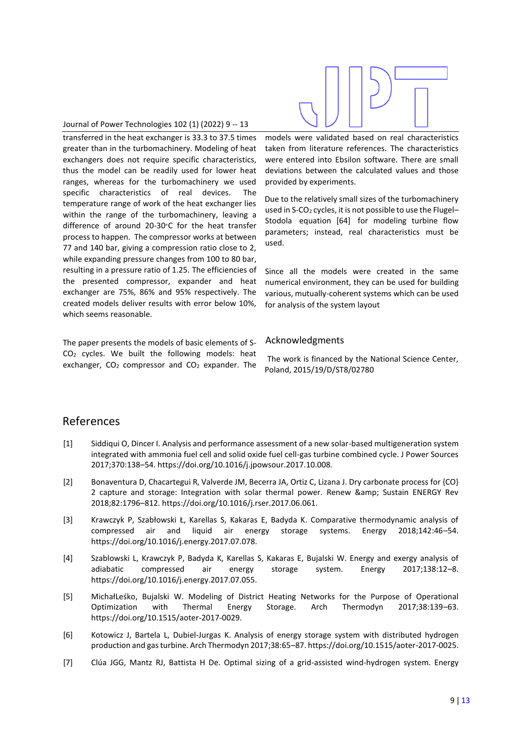transferred in the heat exchanger is 33.3 to 37.5 times greater than in the turbomachinery. Modeling of heat exchangers does not require specific characteristics, thus the model can be readily used for lower heat ranges, whereas for the turbomachinery we used specific characteristics of real devices. The temperature range of work of the heat exchanger lies within the range of the turbomachinery, leaving a difference of around 20-30°C for the heat transfer process to happen. The compressor works at between 77 and 140 bar, giving a compression ratio close to 2, while expanding pressure changes from 100 to 80 bar, resulting in a pressure ratio of 1.25. The efficiencies of the presented compressor, expander and heat exchanger are 75%, 86% and 95% respectively. The created models deliver results with error below 10%, which seems reasonable.

The paper presents the models of basic elements of S-$CO_2$ cycles. We built the following models: heat exchanger, $CO_2$ compressor and $CO_2$ expander. The models were validated based on real characteristics taken from literature references. The characteristics were entered into Ebsilon software. There are small deviations between the calculated values and those provided by experiments.

Due to the relatively small sizes of the turbomachinery used in S-$CO_2$ cycles, it is not possible to use the Flugel–Stodola equation [64] for modeling turbine flow parameters; instead, real characteristics must be used.

Since all the models were created in the same numerical environment, they can be used for building various, mutually-coherent systems which can be used for analysis of the system layout

## Acknowledgments

The work is financed by the National Science Center, Poland, 2015/19/D/ST8/02780

# References

[1] Siddiqui O, Dincer I. Analysis and performance assessment of a new solar-based multigeneration system integrated with ammonia fuel cell and solid oxide fuel cell-gas turbine combined cycle. J Power Sources 2017;370:138–54. https://doi.org/10.1016/j.jpowsour.2017.10.008.

[2] Bonaventura D, Chacartegui R, Valverde JM, Becerra JA, Ortiz C, Lizana J. Dry carbonate process for {CO} 2 capture and storage: Integration with solar thermal power. Renew &amp; Sustain ENERGY Rev 2018;82:1796–812. https://doi.org/10.1016/j.rser.2017.06.061.

[3] Krawczyk P, Szabłowski Ł, Karellas S, Kakaras E, Badyda K. Comparative thermodynamic analysis of compressed air and liquid air energy storage systems. Energy 2018;142:46–54. https://doi.org/10.1016/j.energy.2017.07.078.

[4] Szablowski L, Krawczyk P, Badyda K, Karellas S, Kakaras E, Bujalski W. Energy and exergy analysis of adiabatic compressed air energy storage system. Energy 2017;138:12–8. https://doi.org/10.1016/j.energy.2017.07.055.

[5] MichałLeśko, Bujalski W. Modeling of District Heating Networks for the Purpose of Operational Optimization with Thermal Energy Storage. Arch Thermodyn 2017;38:139–63. https://doi.org/10.1515/aoter-2017-0029.

[6] Kotowicz J, Bartela L, Dubiel-Jurgas K. Analysis of energy storage system with distributed hydrogen production and gas turbine. Arch Thermodyn 2017;38:65–87. https://doi.org/10.1515/aoter-2017-0025.

[7] Clúa JGG, Mantz RJ, Battista H De. Optimal sizing of a grid-assisted wind-hydrogen system. Energy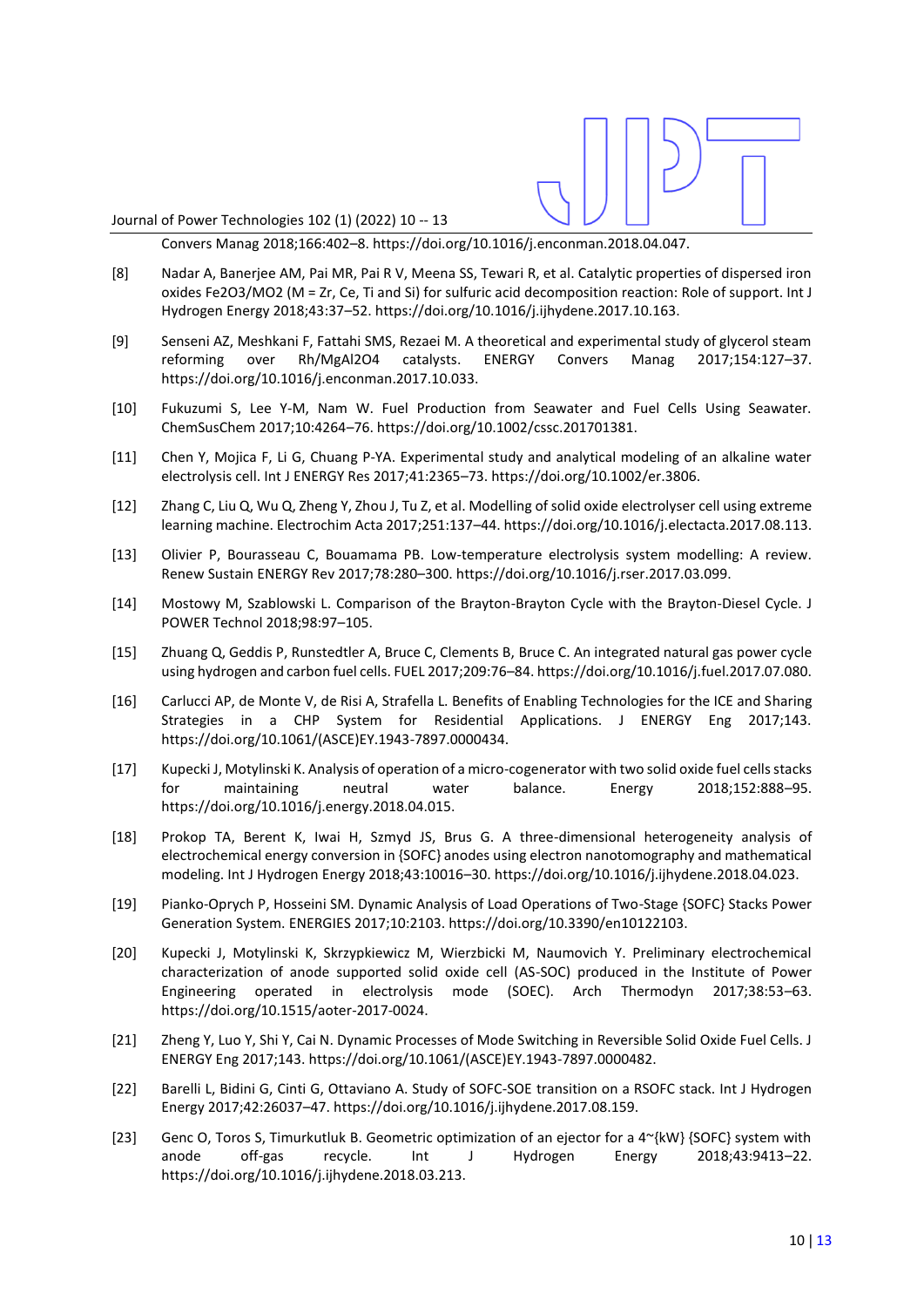Convers Manag 2018;166:402–8. https://doi.org/10.1016/j.enconman.2018.04.047.

[8] Nadar A, Banerjee AM, Pai MR, Pai R V, Meena SS, Tewari R, et al. Catalytic properties of dispersed iron oxides Fe2O3/MO2 (M = Zr, Ce, Ti and Si) for sulfuric acid decomposition reaction: Role of support. Int J Hydrogen Energy 2018;43:37–52. https://doi.org/10.1016/j.ijhydene.2017.10.163.

[9] Senseni AZ, Meshkani F, Fattahi SMS, Rezaei M. A theoretical and experimental study of glycerol steam reforming over Rh/MgAl2O4 catalysts. ENERGY Convers Manag 2017;154:127–37. https://doi.org/10.1016/j.enconman.2017.10.033.

[10] Fukuzumi S, Lee Y-M, Nam W. Fuel Production from Seawater and Fuel Cells Using Seawater. ChemSusChem 2017;10:4264–76. https://doi.org/10.1002/cssc.201701381.

[11] Chen Y, Mojica F, Li G, Chuang P-YA. Experimental study and analytical modeling of an alkaline water electrolysis cell. Int J ENERGY Res 2017;41:2365–73. https://doi.org/10.1002/er.3806.

[12] Zhang C, Liu Q, Wu Q, Zheng Y, Zhou J, Tu Z, et al. Modelling of solid oxide electrolyser cell using extreme learning machine. Electrochim Acta 2017;251:137–44. https://doi.org/10.1016/j.electacta.2017.08.113.

[13] Olivier P, Bourasseau C, Bouamama PB. Low-temperature electrolysis system modelling: A review. Renew Sustain ENERGY Rev 2017;78:280–300. https://doi.org/10.1016/j.rser.2017.03.099.

[14] Mostowy M, Szablowski L. Comparison of the Brayton-Brayton Cycle with the Brayton-Diesel Cycle. J POWER Technol 2018;98:97–105.

[15] Zhuang Q, Geddis P, Runstedtler A, Bruce C, Clements B, Bruce C. An integrated natural gas power cycle using hydrogen and carbon fuel cells. FUEL 2017;209:76–84. https://doi.org/10.1016/j.fuel.2017.07.080.

[16] Carlucci AP, de Monte V, de Risi A, Strafella L. Benefits of Enabling Technologies for the ICE and Sharing Strategies in a CHP System for Residential Applications. J ENERGY Eng 2017;143. https://doi.org/10.1061/(ASCE)EY.1943-7897.0000434.

[17] Kupecki J, Motylinski K. Analysis of operation of a micro-cogenerator with two solid oxide fuel cells stacks for maintaining neutral water balance. Energy 2018;152:888–95. https://doi.org/10.1016/j.energy.2018.04.015.

[18] Prokop TA, Berent K, Iwai H, Szmyd JS, Brus G. A three-dimensional heterogeneity analysis of electrochemical energy conversion in {SOFC} anodes using electron nanotomography and mathematical modeling. Int J Hydrogen Energy 2018;43:10016–30. https://doi.org/10.1016/j.ijhydene.2018.04.023.

[19] Pianko-Oprych P, Hosseini SM. Dynamic Analysis of Load Operations of Two-Stage {SOFC} Stacks Power Generation System. ENERGIES 2017;10:2103. https://doi.org/10.3390/en10122103.

[20] Kupecki J, Motylinski K, Skrzypkiewicz M, Wierzbicki M, Naumovich Y. Preliminary electrochemical characterization of anode supported solid oxide cell (AS-SOC) produced in the Institute of Power Engineering operated in electrolysis mode (SOEC). Arch Thermodyn 2017;38:53–63. https://doi.org/10.1515/aoter-2017-0024.

[21] Zheng Y, Luo Y, Shi Y, Cai N. Dynamic Processes of Mode Switching in Reversible Solid Oxide Fuel Cells. J ENERGY Eng 2017;143. https://doi.org/10.1061/(ASCE)EY.1943-7897.0000482.

[22] Barelli L, Bidini G, Cinti G, Ottaviano A. Study of SOFC-SOE transition on a RSOFC stack. Int J Hydrogen Energy 2017;42:26037–47. https://doi.org/10.1016/j.ijhydene.2017.08.159.

[23] Genc O, Toros S, Timurkutluk B. Geometric optimization of an ejector for a 4~{kW} {SOFC} system with anode off-gas recycle. Int J Hydrogen Energy 2018;43:9413–22. https://doi.org/10.1016/j.ijhydene.2018.03.213.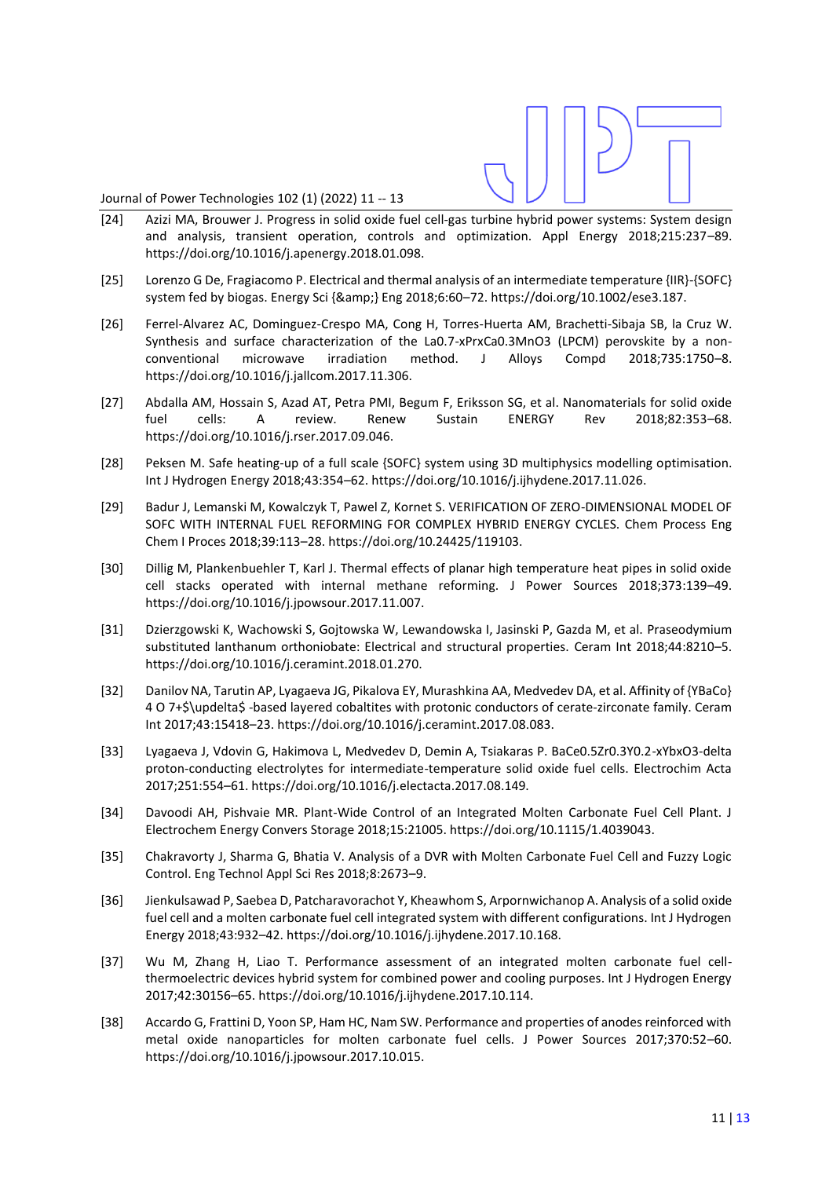[24] Azizi MA, Brouwer J. Progress in solid oxide fuel cell-gas turbine hybrid power systems: System design and analysis, transient operation, controls and optimization. Appl Energy 2018;215:237–89. https://doi.org/10.1016/j.apenergy.2018.01.098.

[25] Lorenzo G De, Fragiacomo P. Electrical and thermal analysis of an intermediate temperature {IIR}-{SOFC} system fed by biogas. Energy Sci {&amp;} Eng 2018;6:60–72. https://doi.org/10.1002/ese3.187.

[26] Ferrel-Alvarez AC, Dominguez-Crespo MA, Cong H, Torres-Huerta AM, Brachetti-Sibaja SB, la Cruz W. Synthesis and surface characterization of the La0.7-xPrxCa0.3MnO3 (LPCM) perovskite by a non-conventional microwave irradiation method. J Alloys Compd 2018;735:1750–8. https://doi.org/10.1016/j.jallcom.2017.11.306.

[27] Abdalla AM, Hossain S, Azad AT, Petra PMI, Begum F, Eriksson SG, et al. Nanomaterials for solid oxide fuel cells: A review. Renew Sustain ENERGY Rev 2018;82:353–68. https://doi.org/10.1016/j.rser.2017.09.046.

[28] Peksen M. Safe heating-up of a full scale {SOFC} system using 3D multiphysics modelling optimisation. Int J Hydrogen Energy 2018;43:354–62. https://doi.org/10.1016/j.ijhydene.2017.11.026.

[29] Badur J, Lemanski M, Kowalczyk T, Pawel Z, Kornet S. VERIFICATION OF ZERO-DIMENSIONAL MODEL OF SOFC WITH INTERNAL FUEL REFORMING FOR COMPLEX HYBRID ENERGY CYCLES. Chem Process Eng Chem I Proces 2018;39:113–28. https://doi.org/10.24425/119103.

[30] Dillig M, Plankenbuehler T, Karl J. Thermal effects of planar high temperature heat pipes in solid oxide cell stacks operated with internal methane reforming. J Power Sources 2018;373:139–49. https://doi.org/10.1016/j.jpowsour.2017.11.007.

[31] Dzierzgowski K, Wachowski S, Gojtowska W, Lewandowska I, Jasinski P, Gazda M, et al. Praseodymium substituted lanthanum orthoniobate: Electrical and structural properties. Ceram Int 2018;44:8210–5. https://doi.org/10.1016/j.ceramint.2018.01.270.

[32] Danilov NA, Tarutin AP, Lyagaeva JG, Pikalova EY, Murashkina AA, Medvedev DA, et al. Affinity of {YBaCo} 4 O 7+$\updelta$ -based layered cobaltites with protonic conductors of cerate-zirconate family. Ceram Int 2017;43:15418–23. https://doi.org/10.1016/j.ceramint.2017.08.083.

[33] Lyagaeva J, Vdovin G, Hakimova L, Medvedev D, Demin A, Tsiakaras P. BaCe0.5Zr0.3Y0.2-xYbxO3-delta proton-conducting electrolytes for intermediate-temperature solid oxide fuel cells. Electrochim Acta 2017;251:554–61. https://doi.org/10.1016/j.electacta.2017.08.149.

[34] Davoodi AH, Pishvaie MR. Plant-Wide Control of an Integrated Molten Carbonate Fuel Cell Plant. J Electrochem Energy Convers Storage 2018;15:21005. https://doi.org/10.1115/1.4039043.

[35] Chakravorty J, Sharma G, Bhatia V. Analysis of a DVR with Molten Carbonate Fuel Cell and Fuzzy Logic Control. Eng Technol Appl Sci Res 2018;8:2673–9.

[36] Jienkulsawad P, Saebea D, Patcharavorachot Y, Kheawhom S, Arpornwichanop A. Analysis of a solid oxide fuel cell and a molten carbonate fuel cell integrated system with different configurations. Int J Hydrogen Energy 2018;43:932–42. https://doi.org/10.1016/j.ijhydene.2017.10.168.

[37] Wu M, Zhang H, Liao T. Performance assessment of an integrated molten carbonate fuel cell-thermoelectric devices hybrid system for combined power and cooling purposes. Int J Hydrogen Energy 2017;42:30156–65. https://doi.org/10.1016/j.ijhydene.2017.10.114.

[38] Accardo G, Frattini D, Yoon SP, Ham HC, Nam SW. Performance and properties of anodes reinforced with metal oxide nanoparticles for molten carbonate fuel cells. J Power Sources 2017;370:52–60. https://doi.org/10.1016/j.jpowsour.2017.10.015.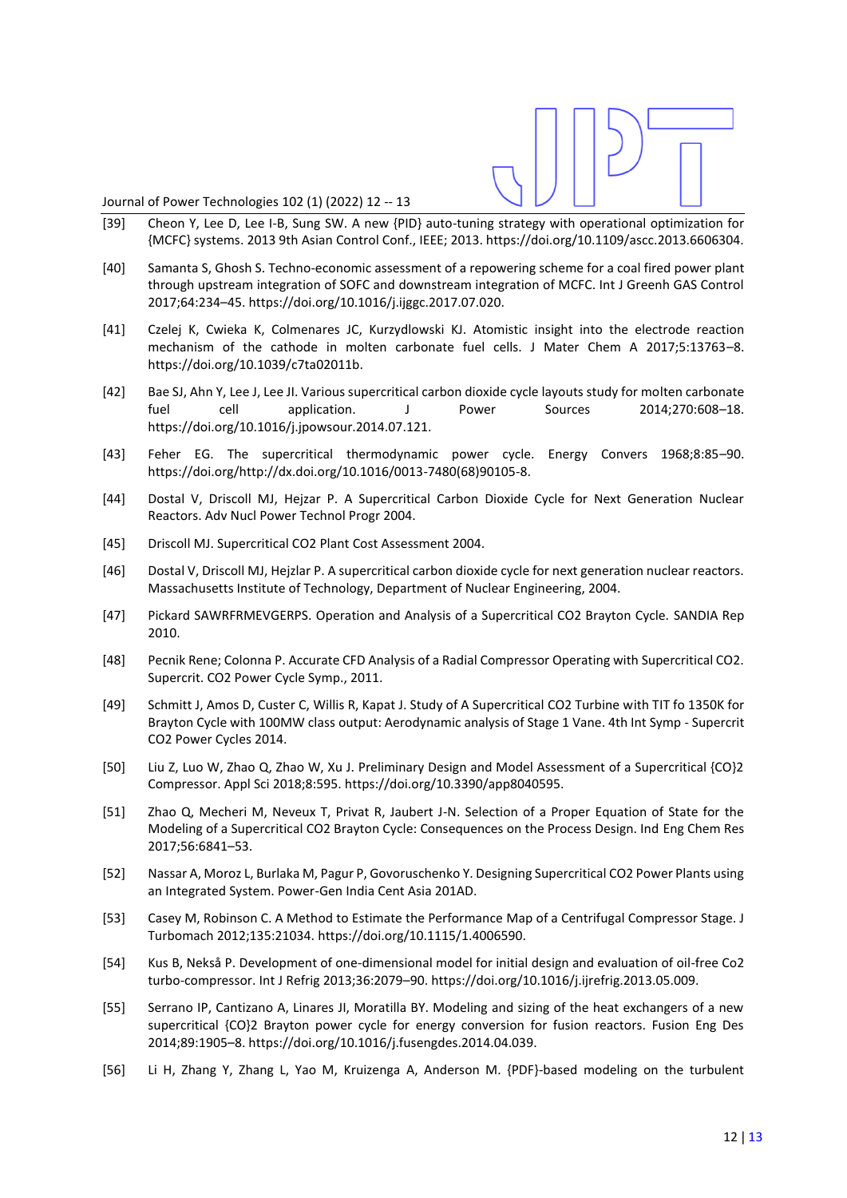[39] Cheon Y, Lee D, Lee I-B, Sung SW. A new {PID} auto-tuning strategy with operational optimization for {MCFC} systems. 2013 9th Asian Control Conf., IEEE; 2013. https://doi.org/10.1109/ascc.2013.6606304.

[40] Samanta S, Ghosh S. Techno-economic assessment of a repowering scheme for a coal fired power plant through upstream integration of SOFC and downstream integration of MCFC. Int J Greenh GAS Control 2017;64:234–45. https://doi.org/10.1016/j.ijggc.2017.07.020.

[41] Czelej K, Cwieka K, Colmenares JC, Kurzydlowski KJ. Atomistic insight into the electrode reaction mechanism of the cathode in molten carbonate fuel cells. J Mater Chem A 2017;5:13763–8. https://doi.org/10.1039/c7ta02011b.

[42] Bae SJ, Ahn Y, Lee J, Lee JI. Various supercritical carbon dioxide cycle layouts study for molten carbonate fuel cell application. J Power Sources 2014;270:608–18. https://doi.org/10.1016/j.jpowsour.2014.07.121.

[43] Feher EG. The supercritical thermodynamic power cycle. Energy Convers 1968;8:85–90. https://doi.org/http://dx.doi.org/10.1016/0013-7480(68)90105-8.

[44] Dostal V, Driscoll MJ, Hejzar P. A Supercritical Carbon Dioxide Cycle for Next Generation Nuclear Reactors. Adv Nucl Power Technol Progr 2004.

[45] Driscoll MJ. Supercritical CO2 Plant Cost Assessment 2004.

[46] Dostal V, Driscoll MJ, Hejzlar P. A supercritical carbon dioxide cycle for next generation nuclear reactors. Massachusetts Institute of Technology, Department of Nuclear Engineering, 2004.

[47] Pickard SAWRFRMEVGERPS. Operation and Analysis of a Supercritical CO2 Brayton Cycle. SANDIA Rep 2010.

[48] Pecnik Rene; Colonna P. Accurate CFD Analysis of a Radial Compressor Operating with Supercritical CO2. Supercrit. CO2 Power Cycle Symp., 2011.

[49] Schmitt J, Amos D, Custer C, Willis R, Kapat J. Study of A Supercritical CO2 Turbine with TIT fo 1350K for Brayton Cycle with 100MW class output: Aerodynamic analysis of Stage 1 Vane. 4th Int Symp - Supercrit CO2 Power Cycles 2014.

[50] Liu Z, Luo W, Zhao Q, Zhao W, Xu J. Preliminary Design and Model Assessment of a Supercritical {CO}2 Compressor. Appl Sci 2018;8:595. https://doi.org/10.3390/app8040595.

[51] Zhao Q, Mecheri M, Neveux T, Privat R, Jaubert J-N. Selection of a Proper Equation of State for the Modeling of a Supercritical CO2 Brayton Cycle: Consequences on the Process Design. Ind Eng Chem Res 2017;56:6841–53.

[52] Nassar A, Moroz L, Burlaka M, Pagur P, Govoruschenko Y. Designing Supercritical CO2 Power Plants using an Integrated System. Power-Gen India Cent Asia 201AD.

[53] Casey M, Robinson C. A Method to Estimate the Performance Map of a Centrifugal Compressor Stage. J Turbomach 2012;135:21034. https://doi.org/10.1115/1.4006590.

[54] Kus B, Nekså P. Development of one-dimensional model for initial design and evaluation of oil-free Co2 turbo-compressor. Int J Refrig 2013;36:2079–90. https://doi.org/10.1016/j.ijrefrig.2013.05.009.

[55] Serrano IP, Cantizano A, Linares JI, Moratilla BY. Modeling and sizing of the heat exchangers of a new supercritical {CO}2 Brayton power cycle for energy conversion for fusion reactors. Fusion Eng Des 2014;89:1905–8. https://doi.org/10.1016/j.fusengdes.2014.04.039.

[56] Li H, Zhang Y, Zhang L, Yao M, Kruizenga A, Anderson M. {PDF}-based modeling on the turbulent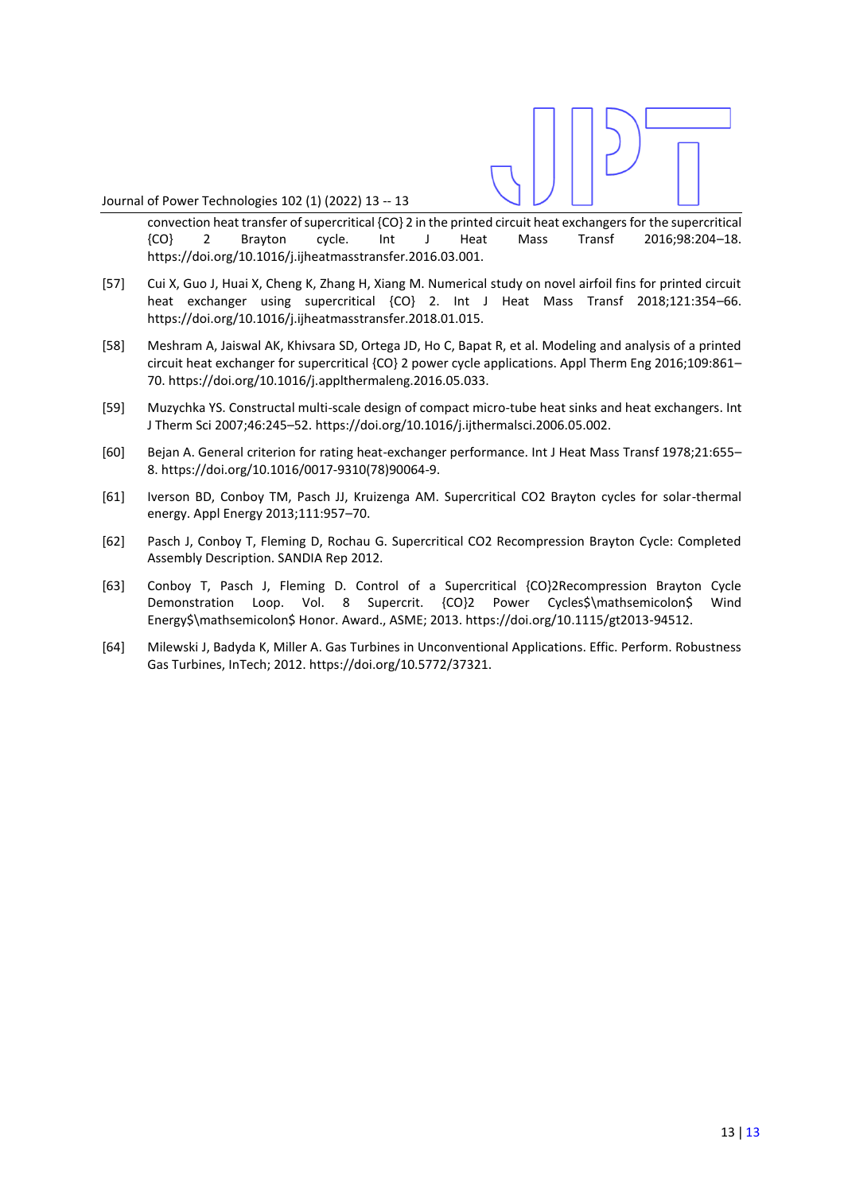convection heat transfer of supercritical {CO} 2 in the printed circuit heat exchangers for the supercritical {CO} 2 Brayton cycle. Int J Heat Mass Transf 2016;98:204–18. https://doi.org/10.1016/j.ijheatmasstransfer.2016.03.001.

[57] Cui X, Guo J, Huai X, Cheng K, Zhang H, Xiang M. Numerical study on novel airfoil fins for printed circuit heat exchanger using supercritical {CO} 2. Int J Heat Mass Transf 2018;121:354–66. https://doi.org/10.1016/j.ijheatmasstransfer.2018.01.015.

[58] Meshram A, Jaiswal AK, Khivsara SD, Ortega JD, Ho C, Bapat R, et al. Modeling and analysis of a printed circuit heat exchanger for supercritical {CO} 2 power cycle applications. Appl Therm Eng 2016;109:861–70. https://doi.org/10.1016/j.applthermaleng.2016.05.033.

[59] Muzychka YS. Constructal multi-scale design of compact micro-tube heat sinks and heat exchangers. Int J Therm Sci 2007;46:245–52. https://doi.org/10.1016/j.ijthermalsci.2006.05.002.

[60] Bejan A. General criterion for rating heat-exchanger performance. Int J Heat Mass Transf 1978;21:655–8. https://doi.org/10.1016/0017-9310(78)90064-9.

[61] Iverson BD, Conboy TM, Pasch JJ, Kruizenga AM. Supercritical CO2 Brayton cycles for solar-thermal energy. Appl Energy 2013;111:957–70.

[62] Pasch J, Conboy T, Fleming D, Rochau G. Supercritical CO2 Recompression Brayton Cycle: Completed Assembly Description. SANDIA Rep 2012.

[63] Conboy T, Pasch J, Fleming D. Control of a Supercritical {CO}2Recompression Brayton Cycle Demonstration Loop. Vol. 8 Supercrit. {CO}2 Power Cycles$\mathsemicolon$ Wind Energy$\mathsemicolon$ Honor. Award., ASME; 2013. https://doi.org/10.1115/gt2013-94512.

[64] Milewski J, Badyda K, Miller A. Gas Turbines in Unconventional Applications. Effic. Perform. Robustness Gas Turbines, InTech; 2012. https://doi.org/10.5772/37321.